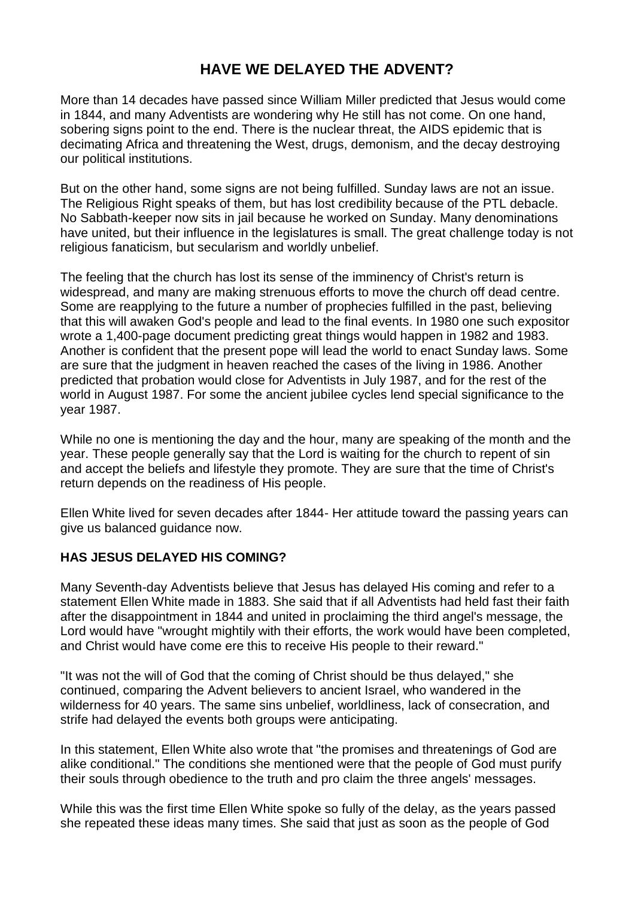# HAVE WE DELAYED THE ADVENT?

More than 14 decades have passed since William Miller predicted that Jesus would come in 1844, and many Adventists are wondering why He still has not come. On one hand, sobering signs point to the end. There is the nuclear threat, the AIDS epidemic that is decimating Africa and threatening the West, drugs, demonism, and the decay destroying our political institutions.

But on the other hand, some signs are not being fulfilled. Sunday laws are not an issue. The Religious Right speaks of them, but has lost credibility because of the PTL debacle. No Sabbath-keeper now sits in jail because he worked on Sunday. Many denominations have united, but their influence in the legislatures is small. The great challenge today is not religious fanaticism, but secularism and worldly unbelief.

The feeling that the church has lost its sense of the imminency of Christ's return is widespread, and many are making strenuous efforts to move the church off dead centre. Some are reapplying to the future a number of prophecies fulfilled in the past, believing that this will awaken God's people and lead to the final events. In 1980 one such expositor wrote a 1,400-page document predicting great things would happen in 1982 and 1983. Another is confident that the present pope will lead the world to enact Sunday laws. Some are sure that the judgment in heaven reached the cases of the living in 1986. Another predicted that probation would close for Adventists in July 1987, and for the rest of the world in August 1987. For some the ancient jubilee cycles lend special significance to the year 1987.

While no one is mentioning the day and the hour, many are speaking of the month and the year. These people generally say that the Lord is waiting for the church to repent of sin and accept the beliefs and lifestyle they promote. They are sure that the time of Christ's return depends on the readiness of His people.

Ellen White lived for seven decades after 1844- Her attitude toward the passing years can give us balanced guidance now.

## HAS JESUS DELAYED HIS COMING?

Many Seventh-day Adventists believe that Jesus has delayed His coming and refer to a statement Ellen White made in 1883. She said that if all Adventists had held fast their faith after the disappointment in 1844 and united in proclaiming the third angel's message, the Lord would have "wrought mightily with their efforts, the work would have been completed, and Christ would have come ere this to receive His people to their reward."

"It was not the will of God that the coming of Christ should be thus delayed," she continued, comparing the Advent believers to ancient Israel, who wandered in the wilderness for 40 years. The same sins unbelief, worldliness, lack of consecration, and strife had delayed the events both groups were anticipating.

In this statement, Ellen White also wrote that "the promises and threatenings of God are alike conditional." The conditions she mentioned were that the people of God must purify their souls through obedience to the truth and pro claim the three angels' messages.

While this was the first time Ellen White spoke so fully of the delay, as the years passed she repeated these ideas many times. She said that just as soon as the people of God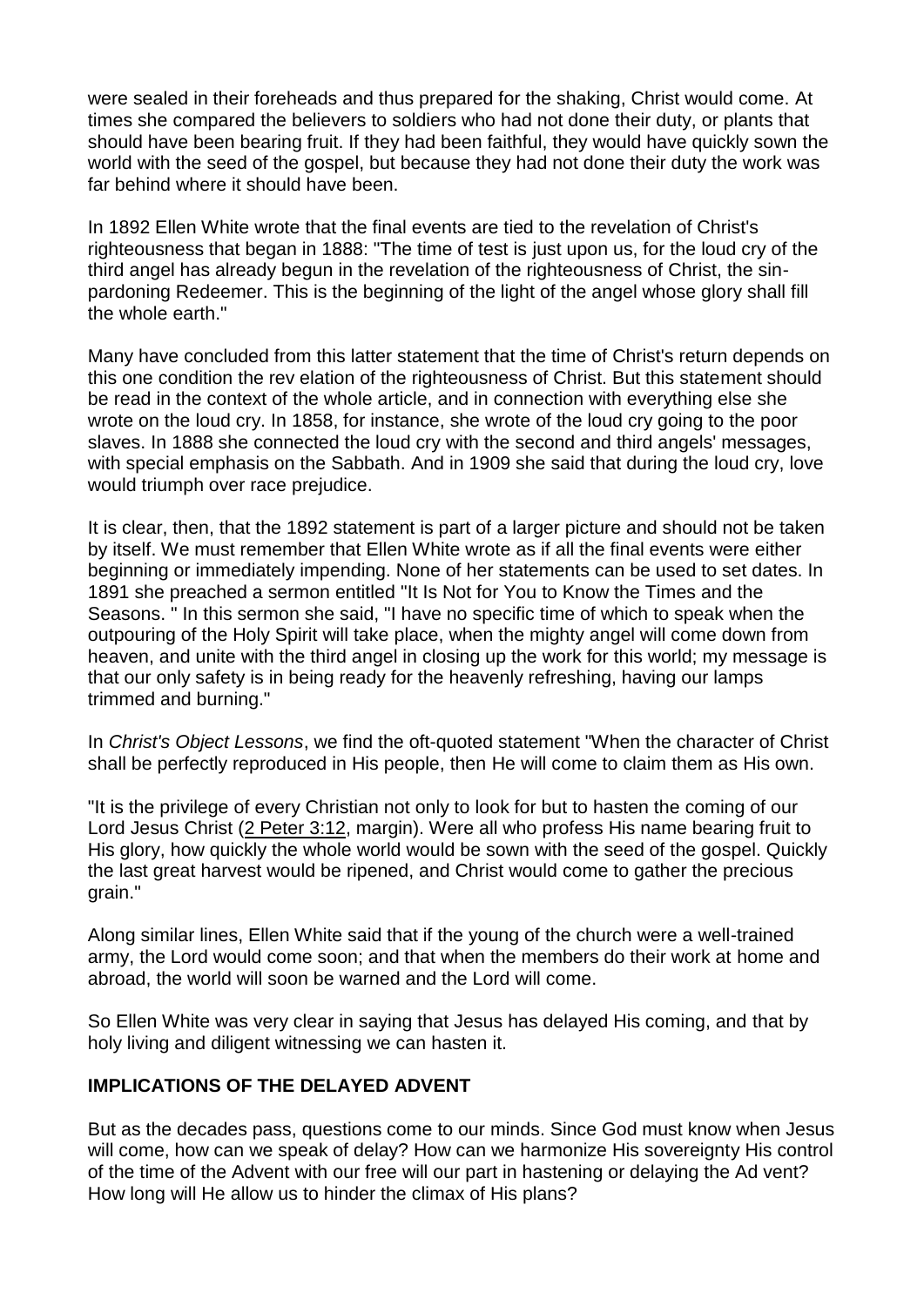were sealed in their foreheads and thus prepared for the shaking, Christ would come. At times she compared the believers to soldiers who had not done their duty, or plants that should have been bearing fruit. If they had been faithful, they would have quickly sown the world with the seed of the gospel, but because they had not done their duty the work was far behind where it should have been.

In 1892 Ellen White wrote that the final events are tied to the revelation of Christ's righteousness that began in 1888: "The time of test is just upon us, for the loud cry of the third angel has already begun in the revelation of the righteousness of Christ, the sin-pardoning Redeemer. This is the beginning of the light of the angel whose glory shall fill the whole earth."

Many have concluded from this latter statement that the time of Christ's return depends on this one condition the rev elation of the righteousness of Christ. But this statement should be read in the context of the whole article, and in connection with everything else she wrote on the loud cry. In 1858, for instance, she wrote of the loud cry going to the poor slaves. In 1888 she connected the loud cry with the second and third angels' messages, with special emphasis on the Sabbath. And in 1909 she said that during the loud cry, love would triumph over race prejudice.

It is clear, then, that the 1892 statement is part of a larger picture and should not be taken by itself. We must remember that Ellen White wrote as if all the final events were either beginning or immediately impending. None of her statements can be used to set dates. In 1891 she preached a sermon entitled "It Is Not for You to Know the Times and the Seasons. " In this sermon she said, "I have no specific time of which to speak when the outpouring of the Holy Spirit will take place, when the mighty angel will come down from heaven, and unite with the third angel in closing up the work for this world; my message is that our only safety is in being ready for the heavenly refreshing, having our lamps trimmed and burning."

In *Christ's Object Lessons*, we find the oft-quoted statement "When the character of Christ shall be perfectly reproduced in His people, then He will come to claim them as His own.

"It is the privilege of every Christian not only to look for but to hasten the coming of our Lord Jesus Christ (2 Peter 3:12, margin). Were all who profess His name bearing fruit to His glory, how quickly the whole world would be sown with the seed of the gospel. Quickly the last great harvest would be ripened, and Christ would come to gather the precious grain."

Along similar lines, Ellen White said that if the young of the church were a well-trained army, the Lord would come soon; and that when the members do their work at home and abroad, the world will soon be warned and the Lord will come.

So Ellen White was very clear in saying that Jesus has delayed His coming, and that by holy living and diligent witnessing we can hasten it.

**IMPLICATIONS OF THE DELAYED ADVENT**

But as the decades pass, questions come to our minds. Since God must know when Jesus will come, how can we speak of delay? How can we harmonize His sovereignty His control of the time of the Advent with our free will our part in hastening or delaying the Ad vent? How long will He allow us to hinder the climax of His plans?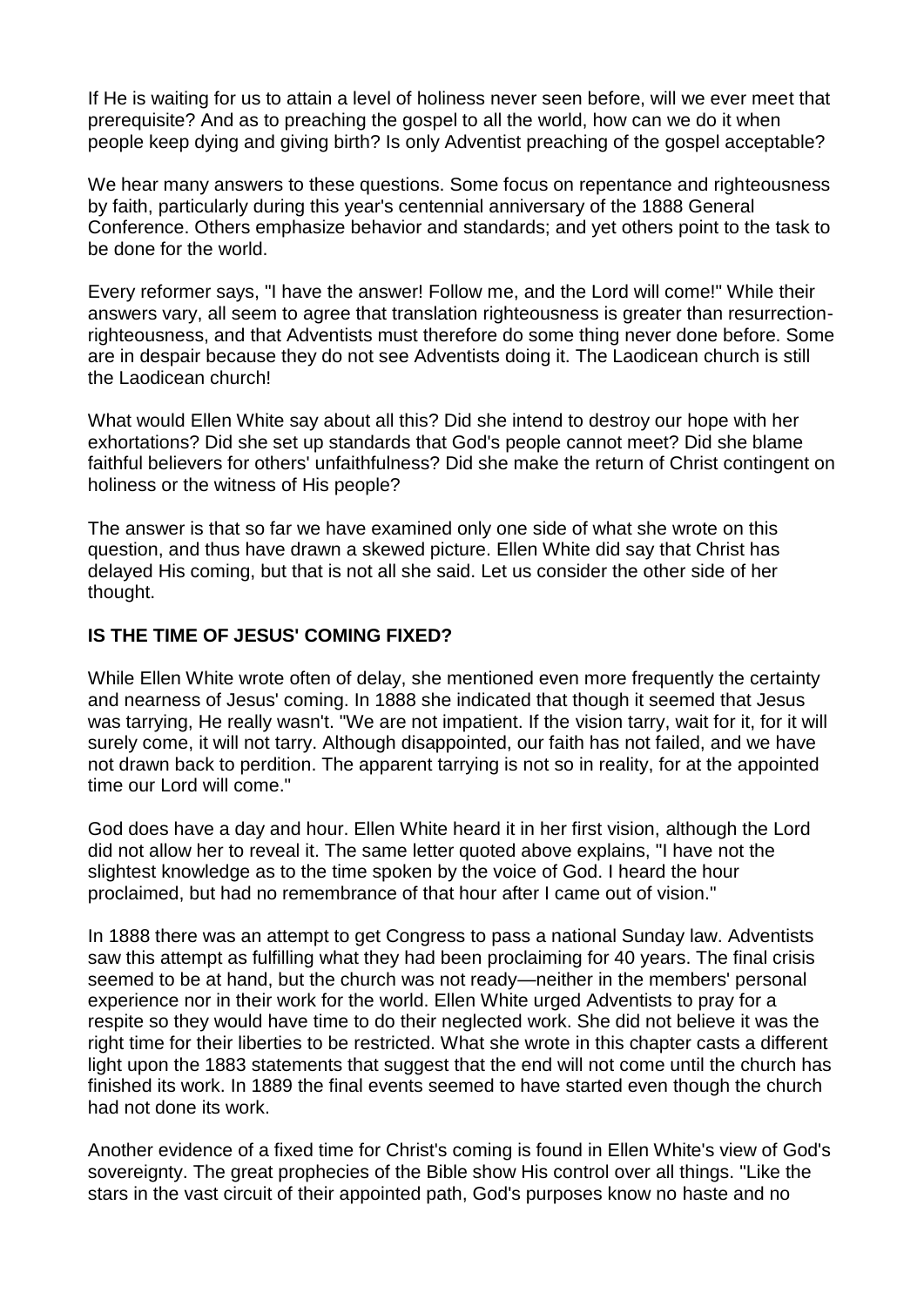If He is waiting for us to attain a level of holiness never seen before, will we ever meet that prerequisite? And as to preaching the gospel to all the world, how can we do it when people keep dying and giving birth? Is only Adventist preaching of the gospel acceptable?

We hear many answers to these questions. Some focus on repentance and righteousness by faith, particularly during this year's centennial anniversary of the 1888 General Conference. Others emphasize behavior and standards; and yet others point to the task to be done for the world.

Every reformer says, "I have the answer! Follow me, and the Lord will come!" While their answers vary, all seem to agree that translation righteousness is greater than resurrection-righteousness, and that Adventists must therefore do some thing never done before. Some are in despair because they do not see Adventists doing it. The Laodicean church is still the Laodicean church!

What would Ellen White say about all this? Did she intend to destroy our hope with her exhortations? Did she set up standards that God's people cannot meet? Did she blame faithful believers for others' unfaithfulness? Did she make the return of Christ contingent on holiness or the witness of His people?

The answer is that so far we have examined only one side of what she wrote on this question, and thus have drawn a skewed picture. Ellen White did say that Christ has delayed His coming, but that is not all she said. Let us consider the other side of her thought.

## IS THE TIME OF JESUS' COMING FIXED?

While Ellen White wrote often of delay, she mentioned even more frequently the certainty and nearness of Jesus' coming. In 1888 she indicated that though it seemed that Jesus was tarrying, He really wasn't. "We are not impatient. If the vision tarry, wait for it, for it will surely come, it will not tarry. Although disappointed, our faith has not failed, and we have not drawn back to perdition. The apparent tarrying is not so in reality, for at the appointed time our Lord will come."

God does have a day and hour. Ellen White heard it in her first vision, although the Lord did not allow her to reveal it. The same letter quoted above explains, "I have not the slightest knowledge as to the time spoken by the voice of God. I heard the hour proclaimed, but had no remembrance of that hour after I came out of vision."

In 1888 there was an attempt to get Congress to pass a national Sunday law. Adventists saw this attempt as fulfilling what they had been proclaiming for 40 years. The final crisis seemed to be at hand, but the church was not ready—neither in the members' personal experience nor in their work for the world. Ellen White urged Adventists to pray for a respite so they would have time to do their neglected work. She did not believe it was the right time for their liberties to be restricted. What she wrote in this chapter casts a different light upon the 1883 statements that suggest that the end will not come until the church has finished its work. In 1889 the final events seemed to have started even though the church had not done its work.

Another evidence of a fixed time for Christ's coming is found in Ellen White's view of God's sovereignty. The great prophecies of the Bible show His control over all things. "Like the stars in the vast circuit of their appointed path, God's purposes know no haste and no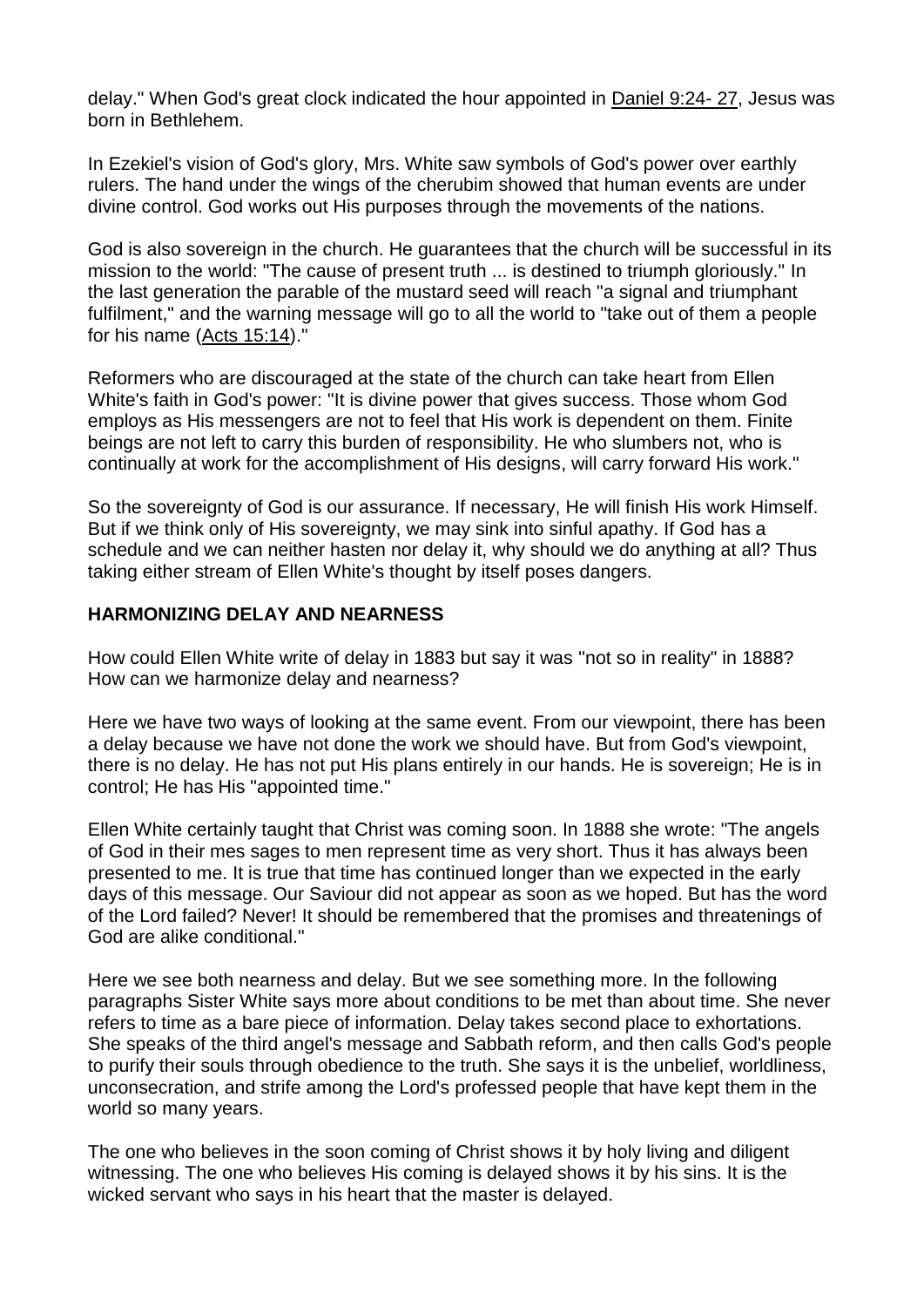delay." When God's great clock indicated the hour appointed in Daniel 9:24- 27, Jesus was born in Bethlehem.

In Ezekiel's vision of God's glory, Mrs. White saw symbols of God's power over earthly rulers. The hand under the wings of the cherubim showed that human events are under divine control. God works out His purposes through the movements of the nations.

God is also sovereign in the church. He guarantees that the church will be successful in its mission to the world: "The cause of present truth ... is destined to triumph gloriously." In the last generation the parable of the mustard seed will reach "a signal and triumphant fulfilment," and the warning message will go to all the world to "take out of them a people for his name (Acts 15:14)."

Reformers who are discouraged at the state of the church can take heart from Ellen White's faith in God's power: "It is divine power that gives success. Those whom God employs as His messengers are not to feel that His work is dependent on them. Finite beings are not left to carry this burden of responsibility. He who slumbers not, who is continually at work for the accomplishment of His designs, will carry forward His work."

So the sovereignty of God is our assurance. If necessary, He will finish His work Himself. But if we think only of His sovereignty, we may sink into sinful apathy. If God has a schedule and we can neither hasten nor delay it, why should we do anything at all? Thus taking either stream of Ellen White's thought by itself poses dangers.

## HARMONIZING DELAY AND NEARNESS

How could Ellen White write of delay in 1883 but say it was "not so in reality" in 1888? How can we harmonize delay and nearness?

Here we have two ways of looking at the same event. From our viewpoint, there has been a delay because we have not done the work we should have. But from God's viewpoint, there is no delay. He has not put His plans entirely in our hands. He is sovereign; He is in control; He has His "appointed time."

Ellen White certainly taught that Christ was coming soon. In 1888 she wrote: "The angels of God in their mes sages to men represent time as very short. Thus it has always been presented to me. It is true that time has continued longer than we expected in the early days of this message. Our Saviour did not appear as soon as we hoped. But has the word of the Lord failed? Never! It should be remembered that the promises and threatenings of God are alike conditional."

Here we see both nearness and delay. But we see something more. In the following paragraphs Sister White says more about conditions to be met than about time. She never refers to time as a bare piece of information. Delay takes second place to exhortations. She speaks of the third angel's message and Sabbath reform, and then calls God's people to purify their souls through obedience to the truth. She says it is the unbelief, worldliness, unconsecration, and strife among the Lord's professed people that have kept them in the world so many years.

The one who believes in the soon coming of Christ shows it by holy living and diligent witnessing. The one who believes His coming is delayed shows it by his sins. It is the wicked servant who says in his heart that the master is delayed.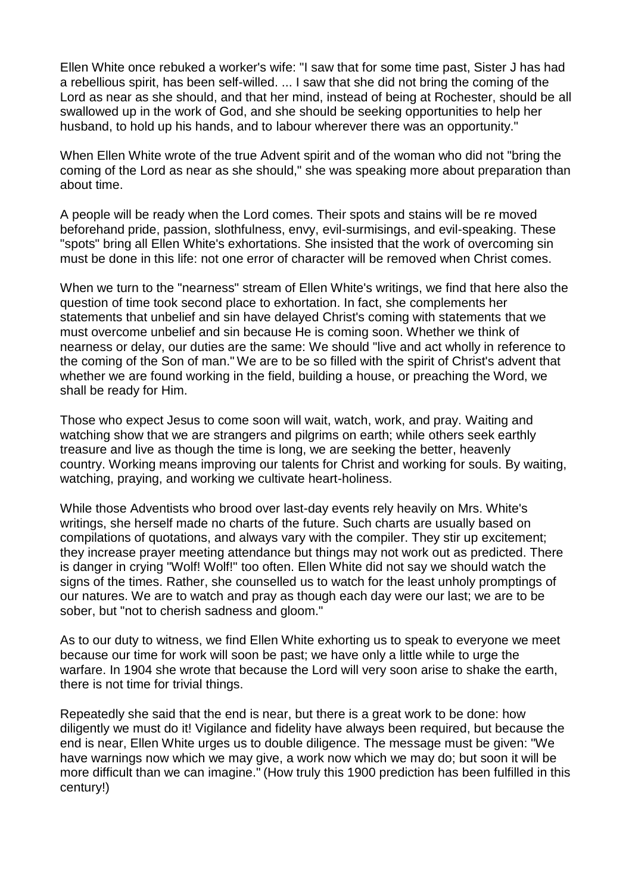Ellen White once rebuked a worker's wife: "I saw that for some time past, Sister J has had a rebellious spirit, has been self-willed. ... I saw that she did not bring the coming of the Lord as near as she should, and that her mind, instead of being at Rochester, should be all swallowed up in the work of God, and she should be seeking opportunities to help her husband, to hold up his hands, and to labour wherever there was an opportunity."

When Ellen White wrote of the true Advent spirit and of the woman who did not "bring the coming of the Lord as near as she should," she was speaking more about preparation than about time.

A people will be ready when the Lord comes. Their spots and stains will be re moved beforehand pride, passion, slothfulness, envy, evil-surmisings, and evil-speaking. These "spots" bring all Ellen White's exhortations. She insisted that the work of overcoming sin must be done in this life: not one error of character will be removed when Christ comes.

When we turn to the "nearness" stream of Ellen White's writings, we find that here also the question of time took second place to exhortation. In fact, she complements her statements that unbelief and sin have delayed Christ's coming with statements that we must overcome unbelief and sin because He is coming soon. Whether we think of nearness or delay, our duties are the same: We should "live and act wholly in reference to the coming of the Son of man." We are to be so filled with the spirit of Christ's advent that whether we are found working in the field, building a house, or preaching the Word, we shall be ready for Him.

Those who expect Jesus to come soon will wait, watch, work, and pray. Waiting and watching show that we are strangers and pilgrims on earth; while others seek earthly treasure and live as though the time is long, we are seeking the better, heavenly country. Working means improving our talents for Christ and working for souls. By waiting, watching, praying, and working we cultivate heart-holiness.

While those Adventists who brood over last-day events rely heavily on Mrs. White's writings, she herself made no charts of the future. Such charts are usually based on compilations of quotations, and always vary with the compiler. They stir up excitement; they increase prayer meeting attendance but things may not work out as predicted. There is danger in crying "Wolf! Wolf!" too often. Ellen White did not say we should watch the signs of the times. Rather, she counselled us to watch for the least unholy promptings of our natures. We are to watch and pray as though each day were our last; we are to be sober, but "not to cherish sadness and gloom."

As to our duty to witness, we find Ellen White exhorting us to speak to everyone we meet because our time for work will soon be past; we have only a little while to urge the warfare. In 1904 she wrote that because the Lord will very soon arise to shake the earth, there is not time for trivial things.

Repeatedly she said that the end is near, but there is a great work to be done: how diligently we must do it! Vigilance and fidelity have always been required, but because the end is near, Ellen White urges us to double diligence. The message must be given: "We have warnings now which we may give, a work now which we may do; but soon it will be more difficult than we can imagine." (How truly this 1900 prediction has been fulfilled in this century!)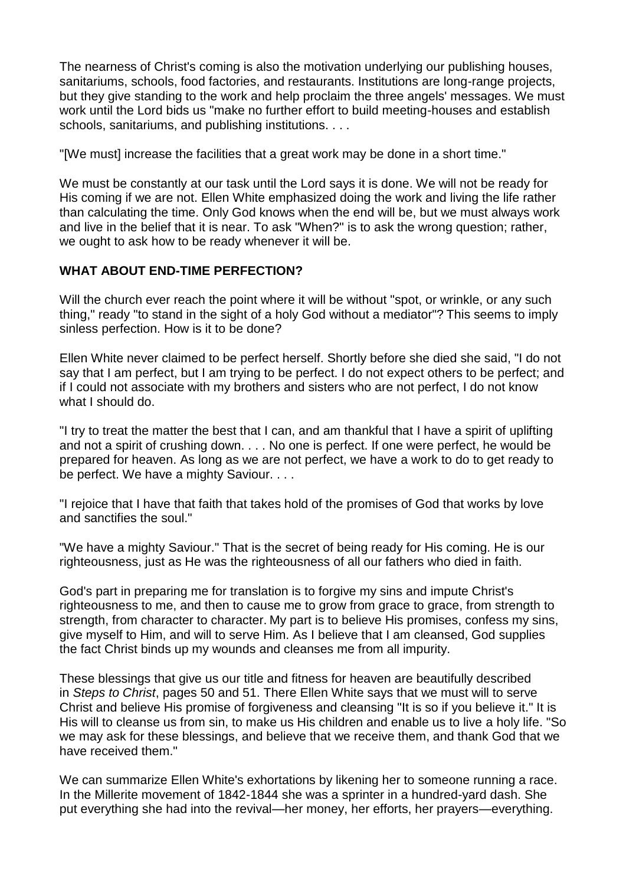The nearness of Christ's coming is also the motivation underlying our publishing houses, sanitariums, schools, food factories, and restaurants. Institutions are long-range projects, but they give standing to the work and help proclaim the three angels' messages. We must work until the Lord bids us "make no further effort to build meeting-houses and establish schools, sanitariums, and publishing institutions. . . .

"[We must] increase the facilities that a great work may be done in a short time."

We must be constantly at our task until the Lord says it is done. We will not be ready for His coming if we are not. Ellen White emphasized doing the work and living the life rather than calculating the time. Only God knows when the end will be, but we must always work and live in the belief that it is near. To ask "When?" is to ask the wrong question; rather, we ought to ask how to be ready whenever it will be.

**WHAT ABOUT END-TIME PERFECTION?**

Will the church ever reach the point where it will be without "spot, or wrinkle, or any such thing," ready "to stand in the sight of a holy God without a mediator"? This seems to imply sinless perfection. How is it to be done?

Ellen White never claimed to be perfect herself. Shortly before she died she said, "I do not say that I am perfect, but I am trying to be perfect. I do not expect others to be perfect; and if I could not associate with my brothers and sisters who are not perfect, I do not know what I should do.

"I try to treat the matter the best that I can, and am thankful that I have a spirit of uplifting and not a spirit of crushing down. . . . No one is perfect. If one were perfect, he would be prepared for heaven. As long as we are not perfect, we have a work to do to get ready to be perfect. We have a mighty Saviour. . . .

"I rejoice that I have that faith that takes hold of the promises of God that works by love and sanctifies the soul."

"We have a mighty Saviour." That is the secret of being ready for His coming. He is our righteousness, just as He was the righteousness of all our fathers who died in faith.

God's part in preparing me for translation is to forgive my sins and impute Christ's righteousness to me, and then to cause me to grow from grace to grace, from strength to strength, from character to character. My part is to believe His promises, confess my sins, give myself to Him, and will to serve Him. As I believe that I am cleansed, God supplies the fact Christ binds up my wounds and cleanses me from all impurity.

These blessings that give us our title and fitness for heaven are beautifully described in *Steps to Christ*, pages 50 and 51. There Ellen White says that we must will to serve Christ and believe His promise of forgiveness and cleansing "It is so if you believe it." It is His will to cleanse us from sin, to make us His children and enable us to live a holy life. "So we may ask for these blessings, and believe that we receive them, and thank God that we have received them."

We can summarize Ellen White's exhortations by likening her to someone running a race. In the Millerite movement of 1842-1844 she was a sprinter in a hundred-yard dash. She put everything she had into the revival—her money, her efforts, her prayers—everything.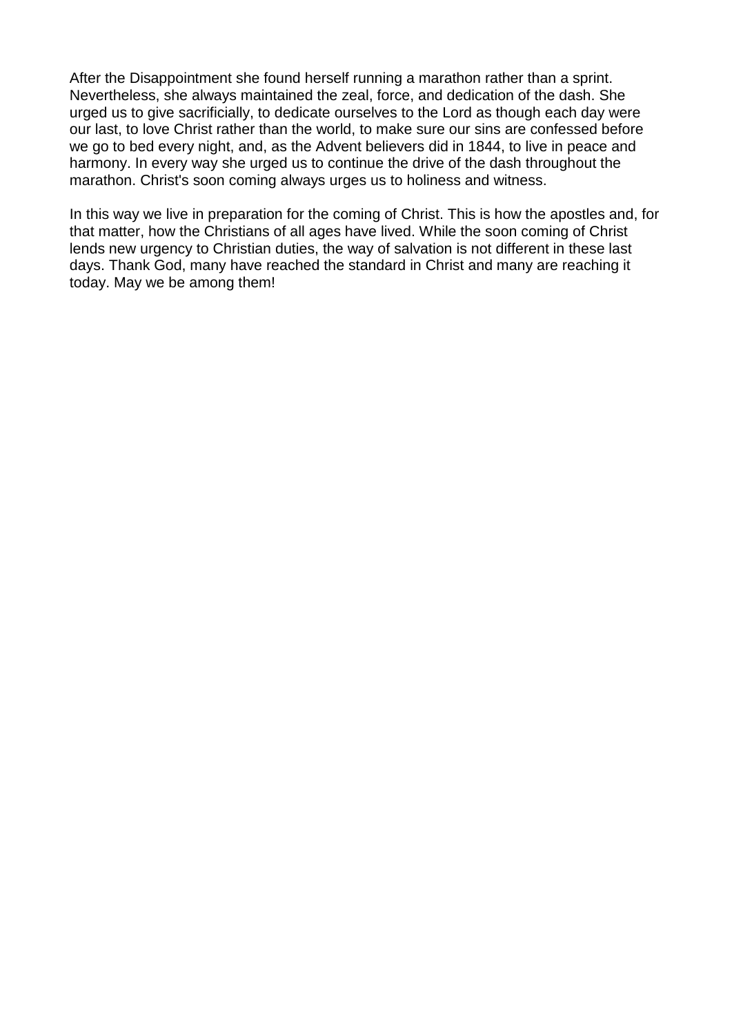After the Disappointment she found herself running a marathon rather than a sprint. Nevertheless, she always maintained the zeal, force, and dedication of the dash. She urged us to give sacrificially, to dedicate ourselves to the Lord as though each day were our last, to love Christ rather than the world, to make sure our sins are confessed before we go to bed every night, and, as the Advent believers did in 1844, to live in peace and harmony. In every way she urged us to continue the drive of the dash throughout the marathon. Christ's soon coming always urges us to holiness and witness.

In this way we live in preparation for the coming of Christ. This is how the apostles and, for that matter, how the Christians of all ages have lived. While the soon coming of Christ lends new urgency to Christian duties, the way of salvation is not different in these last days. Thank God, many have reached the standard in Christ and many are reaching it today. May we be among them!